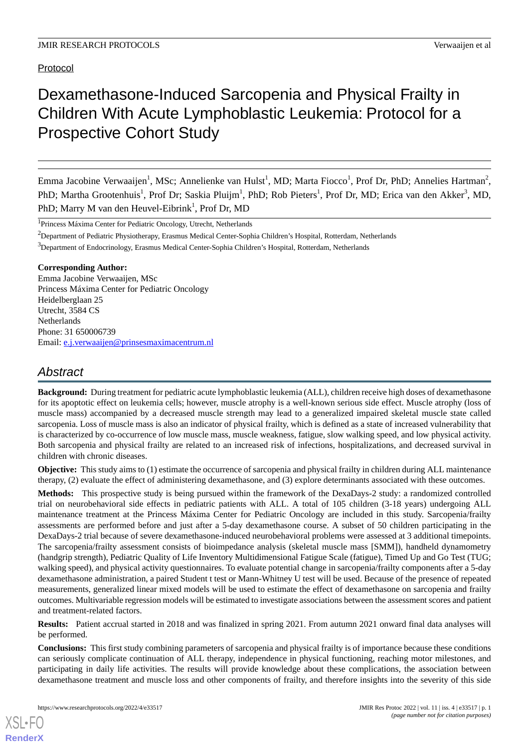Protocol

# Dexamethasone-Induced Sarcopenia and Physical Frailty in Children With Acute Lymphoblastic Leukemia: Protocol for a Prospective Cohort Study

Emma Jacobine Verwaaijen[1], MSc; Annelienke van Hulst[1], MD; Marta Fiocco[1], Prof Dr, PhD; Annelies Hartman[2], PhD; Martha Grootenhuis[1], Prof Dr; Saskia Pluijm[1], PhD; Rob Pieters[1], Prof Dr, MD; Erica van den Akker[3], MD, PhD; Marry M van den Heuvel-Eibrink[1], Prof Dr, MD

[1]Princess Máxima Center for Pediatric Oncology, Utrecht, Netherlands

[2]Department of Pediatric Physiotherapy, Erasmus Medical Center-Sophia Children's Hospital, Rotterdam, Netherlands

[3]Department of Endocrinology, Erasmus Medical Center-Sophia Children's Hospital, Rotterdam, Netherlands

**Corresponding Author:**
Emma Jacobine Verwaaijen, MSc
Princess Máxima Center for Pediatric Oncology
Heidelberglaan 25
Utrecht, 3584 CS
Netherlands
Phone: 31 650006739
Email: e.j.verwaaijen@prinsesmaximacentrum.nl

## Abstract

**Background:** During treatment for pediatric acute lymphoblastic leukemia (ALL), children receive high doses of dexamethasone for its apoptotic effect on leukemia cells; however, muscle atrophy is a well-known serious side effect. Muscle atrophy (loss of muscle mass) accompanied by a decreased muscle strength may lead to a generalized impaired skeletal muscle state called sarcopenia. Loss of muscle mass is also an indicator of physical frailty, which is defined as a state of increased vulnerability that is characterized by co-occurrence of low muscle mass, muscle weakness, fatigue, slow walking speed, and low physical activity. Both sarcopenia and physical frailty are related to an increased risk of infections, hospitalizations, and decreased survival in children with chronic diseases.

**Objective:** This study aims to (1) estimate the occurrence of sarcopenia and physical frailty in children during ALL maintenance therapy, (2) evaluate the effect of administering dexamethasone, and (3) explore determinants associated with these outcomes.

**Methods:** This prospective study is being pursued within the framework of the DexaDays-2 study: a randomized controlled trial on neurobehavioral side effects in pediatric patients with ALL. A total of 105 children (3-18 years) undergoing ALL maintenance treatment at the Princess Máxima Center for Pediatric Oncology are included in this study. Sarcopenia/frailty assessments are performed before and just after a 5-day dexamethasone course. A subset of 50 children participating in the DexaDays-2 trial because of severe dexamethasone-induced neurobehavioral problems were assessed at 3 additional timepoints. The sarcopenia/frailty assessment consists of bioimpedance analysis (skeletal muscle mass [SMM]), handheld dynamometry (handgrip strength), Pediatric Quality of Life Inventory Multidimensional Fatigue Scale (fatigue), Timed Up and Go Test (TUG; walking speed), and physical activity questionnaires. To evaluate potential change in sarcopenia/frailty components after a 5-day dexamethasone administration, a paired Student t test or Mann-Whitney U test will be used. Because of the presence of repeated measurements, generalized linear mixed models will be used to estimate the effect of dexamethasone on sarcopenia and frailty outcomes. Multivariable regression models will be estimated to investigate associations between the assessment scores and patient and treatment-related factors.

**Results:** Patient accrual started in 2018 and was finalized in spring 2021. From autumn 2021 onward final data analyses will be performed.

**Conclusions:** This first study combining parameters of sarcopenia and physical frailty is of importance because these conditions can seriously complicate continuation of ALL therapy, independence in physical functioning, reaching motor milestones, and participating in daily life activities. The results will provide knowledge about these complications, the association between dexamethasone treatment and muscle loss and other components of frailty, and therefore insights into the severity of this side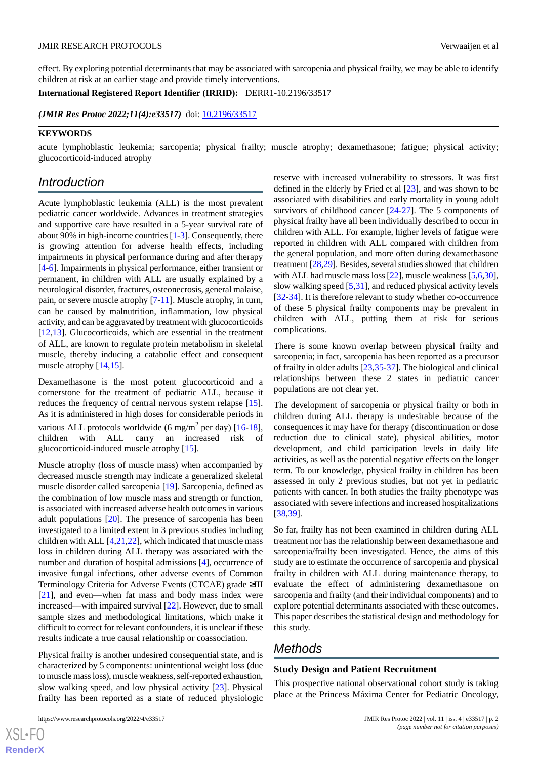effect. By exploring potential determinants that may be associated with sarcopenia and physical frailty, we may be able to identify children at risk at an earlier stage and provide timely interventions.

**International Registered Report Identifier (IRRID):** DERR1-10.2196/33517

***(JMIR Res Protoc 2022;11(4):e33517)*** doi: 10.2196/33517

**KEYWORDS**

acute lymphoblastic leukemia; sarcopenia; physical frailty; muscle atrophy; dexamethasone; fatigue; physical activity; glucocorticoid-induced atrophy

## Introduction

Acute lymphoblastic leukemia (ALL) is the most prevalent pediatric cancer worldwide. Advances in treatment strategies and supportive care have resulted in a 5-year survival rate of about 90% in high-income countries [1-3]. Consequently, there is growing attention for adverse health effects, including impairments in physical performance during and after therapy [4-6]. Impairments in physical performance, either transient or permanent, in children with ALL are usually explained by a neurological disorder, fractures, osteonecrosis, general malaise, pain, or severe muscle atrophy [7-11]. Muscle atrophy, in turn, can be caused by malnutrition, inflammation, low physical activity, and can be aggravated by treatment with glucocorticoids [12,13]. Glucocorticoids, which are essential in the treatment of ALL, are known to regulate protein metabolism in skeletal muscle, thereby inducing a catabolic effect and consequent muscle atrophy [14,15].

Dexamethasone is the most potent glucocorticoid and a cornerstone for the treatment of pediatric ALL, because it reduces the frequency of central nervous system relapse [15]. As it is administered in high doses for considerable periods in various ALL protocols worldwide (6 mg/m$^2$ per day) [16-18], children with ALL carry an increased risk of glucocorticoid-induced muscle atrophy [15].

Muscle atrophy (loss of muscle mass) when accompanied by decreased muscle strength may indicate a generalized skeletal muscle disorder called sarcopenia [19]. Sarcopenia, defined as the combination of low muscle mass and strength or function, is associated with increased adverse health outcomes in various adult populations [20]. The presence of sarcopenia has been investigated to a limited extent in 3 previous studies including children with ALL [4,21,22], which indicated that muscle mass loss in children during ALL therapy was associated with the number and duration of hospital admissions [4], occurrence of invasive fungal infections, other adverse events of Common Terminology Criteria for Adverse Events (CTCAE) grade ≥III [21], and even—when fat mass and body mass index were increased—with impaired survival [22]. However, due to small sample sizes and methodological limitations, which make it difficult to correct for relevant confounders, it is unclear if these results indicate a true causal relationship or coassociation.

Physical frailty is another undesired consequential state, and is characterized by 5 components: unintentional weight loss (due to muscle mass loss), muscle weakness, self-reported exhaustion, slow walking speed, and low physical activity [23]. Physical frailty has been reported as a state of reduced physiologic reserve with increased vulnerability to stressors. It was first defined in the elderly by Fried et al [23], and was shown to be associated with disabilities and early mortality in young adult survivors of childhood cancer [24-27]. The 5 components of physical frailty have all been individually described to occur in children with ALL. For example, higher levels of fatigue were reported in children with ALL compared with children from the general population, and more often during dexamethasone treatment [28,29]. Besides, several studies showed that children with ALL had muscle mass loss [22], muscle weakness [5,6,30], slow walking speed [5,31], and reduced physical activity levels [32-34]. It is therefore relevant to study whether co-occurrence of these 5 physical frailty components may be prevalent in children with ALL, putting them at risk for serious complications.

There is some known overlap between physical frailty and sarcopenia; in fact, sarcopenia has been reported as a precursor of frailty in older adults [23,35-37]. The biological and clinical relationships between these 2 states in pediatric cancer populations are not clear yet.

The development of sarcopenia or physical frailty or both in children during ALL therapy is undesirable because of the consequences it may have for therapy (discontinuation or dose reduction due to clinical state), physical abilities, motor development, and child participation levels in daily life activities, as well as the potential negative effects on the longer term. To our knowledge, physical frailty in children has been assessed in only 2 previous studies, but not yet in pediatric patients with cancer. In both studies the frailty phenotype was associated with severe infections and increased hospitalizations [38,39].

So far, frailty has not been examined in children during ALL treatment nor has the relationship between dexamethasone and sarcopenia/frailty been investigated. Hence, the aims of this study are to estimate the occurrence of sarcopenia and physical frailty in children with ALL during maintenance therapy, to evaluate the effect of administering dexamethasone on sarcopenia and frailty (and their individual components) and to explore potential determinants associated with these outcomes. This paper describes the statistical design and methodology for this study.

## Methods

### Study Design and Patient Recruitment

This prospective national observational cohort study is taking place at the Princess Máxima Center for Pediatric Oncology,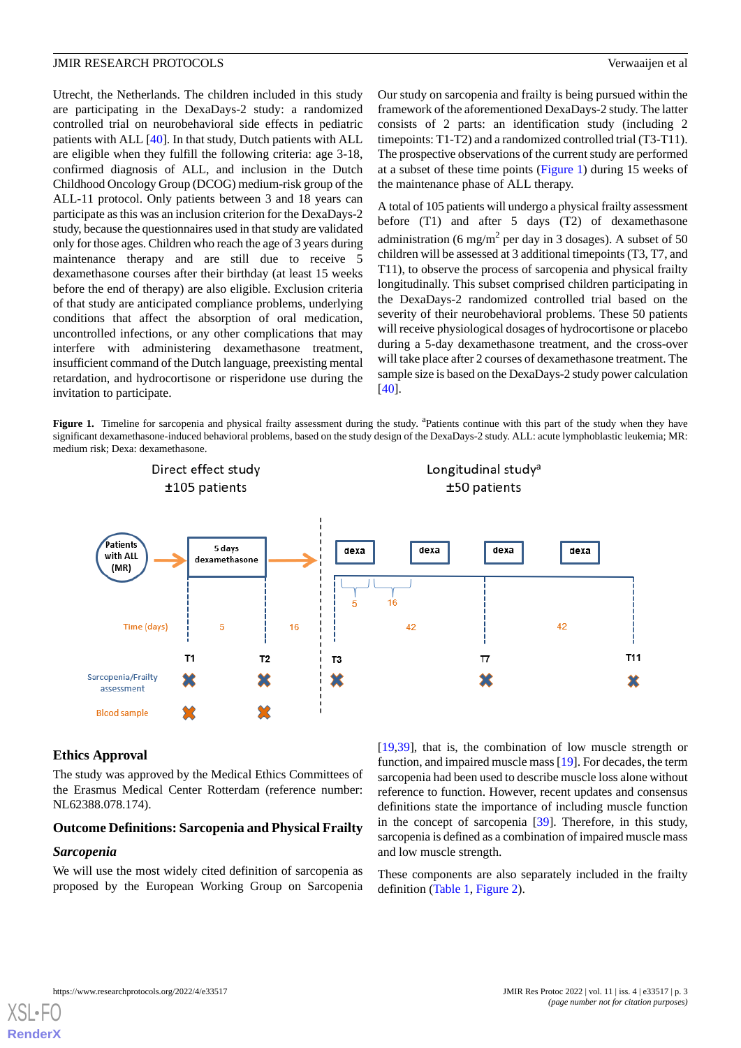Utrecht, the Netherlands. The children included in this study are participating in the DexaDays-2 study: a randomized controlled trial on neurobehavioral side effects in pediatric patients with ALL [40]. In that study, Dutch patients with ALL are eligible when they fulfill the following criteria: age 3-18, confirmed diagnosis of ALL, and inclusion in the Dutch Childhood Oncology Group (DCOG) medium-risk group of the ALL-11 protocol. Only patients between 3 and 18 years can participate as this was an inclusion criterion for the DexaDays-2 study, because the questionnaires used in that study are validated only for those ages. Children who reach the age of 3 years during maintenance therapy and are still due to receive 5 dexamethasone courses after their birthday (at least 15 weeks before the end of therapy) are also eligible. Exclusion criteria of that study are anticipated compliance problems, underlying conditions that affect the absorption of oral medication, uncontrolled infections, or any other complications that may interfere with administering dexamethasone treatment, insufficient command of the Dutch language, preexisting mental retardation, and hydrocortisone or risperidone use during the invitation to participate.

Our study on sarcopenia and frailty is being pursued within the framework of the aforementioned DexaDays-2 study. The latter consists of 2 parts: an identification study (including 2 timepoints: T1-T2) and a randomized controlled trial (T3-T11). The prospective observations of the current study are performed at a subset of these time points (Figure 1) during 15 weeks of the maintenance phase of ALL therapy.

A total of 105 patients will undergo a physical frailty assessment before (T1) and after 5 days (T2) of dexamethasone administration (6 mg/m$^2$ per day in 3 dosages). A subset of 50 children will be assessed at 3 additional timepoints (T3, T7, and T11), to observe the process of sarcopenia and physical frailty longitudinally. This subset comprised children participating in the DexaDays-2 randomized controlled trial based on the severity of their neurobehavioral problems. These 50 patients will receive physiological dosages of hydrocortisone or placebo during a 5-day dexamethasone treatment, and the cross-over will take place after 2 courses of dexamethasone treatment. The sample size is based on the DexaDays-2 study power calculation [40].

**Figure 1.** Timeline for sarcopenia and physical frailty assessment during the study. [a]Patients continue with this part of the study when they have significant dexamethasone-induced behavioral problems, based on the study design of the DexaDays-2 study. ALL: acute lymphoblastic leukemia; MR: medium risk; Dexa: dexamethasone.

Direct effect study ±105 patients — Longitudinal study[a] ±50 patients

Patients with ALL (MR) → 5 days dexamethasone → dexa, dexa, dexa, dexa

| | T1 | T2 | T3 | T7 | T11 |
|---|---|---|---|---|---|
| Time (days) | 5 | 16 | 5, 16 | 42 | 42 |
| Sarcopenia/Frailty assessment | X | X | X | X | X |
| Blood sample | X | X | | | |

## Ethics Approval

The study was approved by the Medical Ethics Committees of the Erasmus Medical Center Rotterdam (reference number: NL62388.078.174).

## Outcome Definitions: Sarcopenia and Physical Frailty

### *Sarcopenia*

We will use the most widely cited definition of sarcopenia as proposed by the European Working Group on Sarcopenia [19,39], that is, the combination of low muscle strength or function, and impaired muscle mass [19]. For decades, the term sarcopenia had been used to describe muscle loss alone without reference to function. However, recent updates and consensus definitions state the importance of including muscle function in the concept of sarcopenia [39]. Therefore, in this study, sarcopenia is defined as a combination of impaired muscle mass and low muscle strength.

These components are also separately included in the frailty definition (Table 1, Figure 2).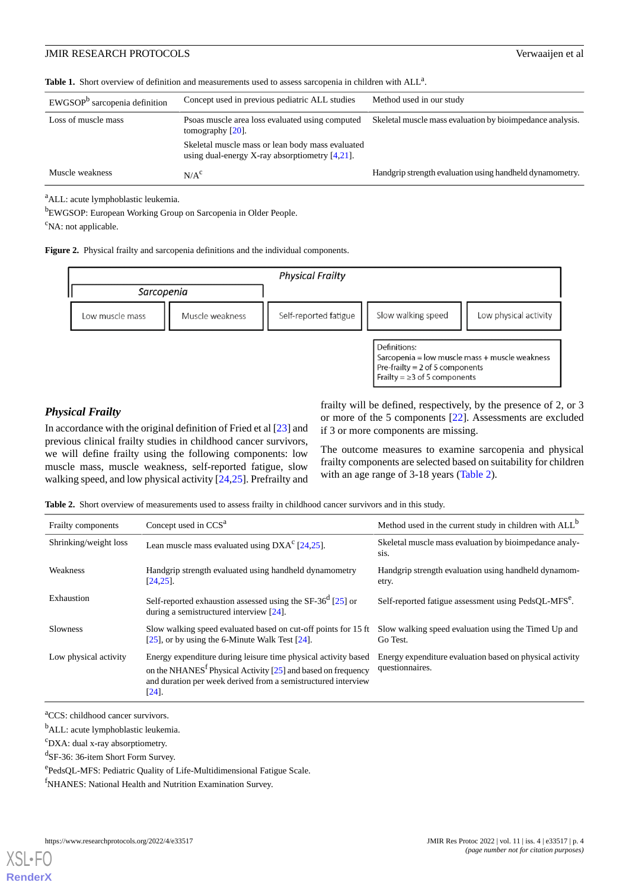**Table 1.** Short overview of definition and measurements used to assess sarcopenia in children with ALL[a].

| EWGSOP[b] sarcopenia definition | Concept used in previous pediatric ALL studies | Method used in our study |
|---|---|---|
| Loss of muscle mass | Psoas muscle area loss evaluated using computed tomography [20]. Skeletal muscle mass or lean body mass evaluated using dual-energy X-ray absorptiometry [4,21]. | Skeletal muscle mass evaluation by bioimpedance analysis. |
| Muscle weakness | N/A[c] | Handgrip strength evaluation using handheld dynamometry. |

[a]ALL: acute lymphoblastic leukemia.

[b]EWGSOP: European Working Group on Sarcopenia in Older People.

[c]NA: not applicable.

**Figure 2.** Physical frailty and sarcopenia definitions and the individual components.

Physical Frailty

Sarcopenia

Low muscle mass | Muscle weakness | Self-reported fatigue | Slow walking speed | Low physical activity

Definitions:
Sarcopenia = low muscle mass + muscle weakness
Pre-frailty = 2 of 5 components
Frailty = ≥3 of 5 components

### *Physical Frailty*

In accordance with the original definition of Fried et al [23] and previous clinical frailty studies in childhood cancer survivors, we will define frailty using the following components: low muscle mass, muscle weakness, self-reported fatigue, slow walking speed, and low physical activity [24,25]. Prefrailty and frailty will be defined, respectively, by the presence of 2, or 3 or more of the 5 components [22]. Assessments are excluded if 3 or more components are missing.

The outcome measures to examine sarcopenia and physical frailty components are selected based on suitability for children with an age range of 3-18 years (Table 2).

**Table 2.** Short overview of measurements used to assess frailty in childhood cancer survivors and in this study.

| Frailty components | Concept used in CCS[a] | Method used in the current study in children with ALL[b] |
|---|---|---|
| Shrinking/weight loss | Lean muscle mass evaluated using DXA[c] [24,25]. | Skeletal muscle mass evaluation by bioimpedance analysis. |
| Weakness | Handgrip strength evaluated using handheld dynamometry [24,25]. | Handgrip strength evaluation using handheld dynamometry. |
| Exhaustion | Self-reported exhaustion assessed using the SF-36[d] [25] or during a semistructured interview [24]. | Self-reported fatigue assessment using PedsQL-MFS[e]. |
| Slowness | Slow walking speed evaluated based on cut-off points for 15 ft [25], or by using the 6-Minute Walk Test [24]. | Slow walking speed evaluation using the Timed Up and Go Test. |
| Low physical activity | Energy expenditure during leisure time physical activity based on the NHANES[f] Physical Activity [25] and based on frequency and duration per week derived from a semistructured interview [24]. | Energy expenditure evaluation based on physical activity questionnaires. |

[a]CCS: childhood cancer survivors.

[b]ALL: acute lymphoblastic leukemia.

[c]DXA: dual x-ray absorptiometry.

[d]SF-36: 36-item Short Form Survey.

[e]PedsQL-MFS: Pediatric Quality of Life-Multidimensional Fatigue Scale.

[f]NHANES: National Health and Nutrition Examination Survey.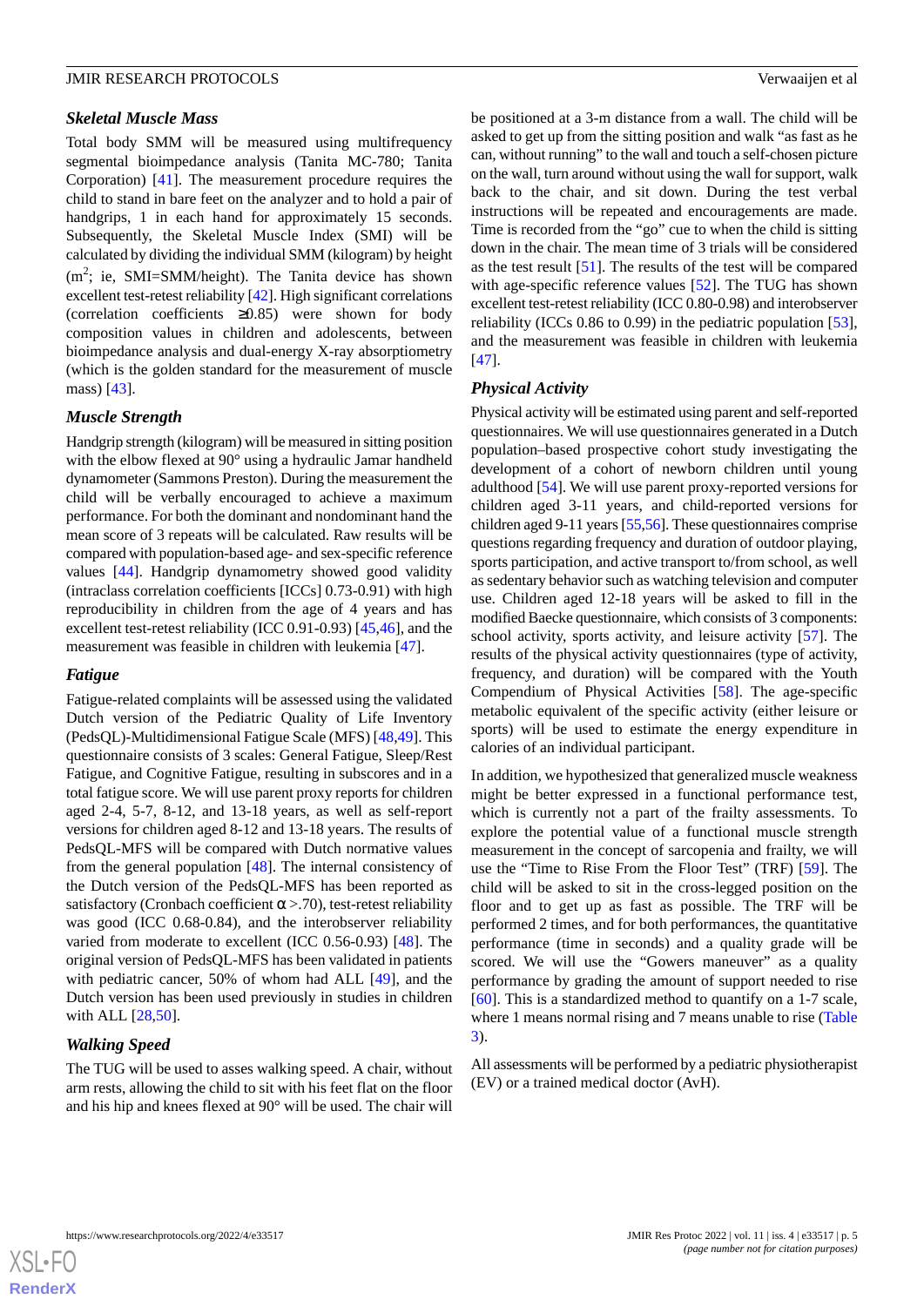### *Skeletal Muscle Mass*

Total body SMM will be measured using multifrequency segmental bioimpedance analysis (Tanita MC-780; Tanita Corporation) [41]. The measurement procedure requires the child to stand in bare feet on the analyzer and to hold a pair of handgrips, 1 in each hand for approximately 15 seconds. Subsequently, the Skeletal Muscle Index (SMI) will be calculated by dividing the individual SMM (kilogram) by height ($m^2$; ie, SMI=SMM/height). The Tanita device has shown excellent test-retest reliability [42]. High significant correlations (correlation coefficients ≥0.85) were shown for body composition values in children and adolescents, between bioimpedance analysis and dual-energy X-ray absorptiometry (which is the golden standard for the measurement of muscle mass) [43].

### *Muscle Strength*

Handgrip strength (kilogram) will be measured in sitting position with the elbow flexed at 90° using a hydraulic Jamar handheld dynamometer (Sammons Preston). During the measurement the child will be verbally encouraged to achieve a maximum performance. For both the dominant and nondominant hand the mean score of 3 repeats will be calculated. Raw results will be compared with population-based age- and sex-specific reference values [44]. Handgrip dynamometry showed good validity (intraclass correlation coefficients [ICCs] 0.73-0.91) with high reproducibility in children from the age of 4 years and has excellent test-retest reliability (ICC 0.91-0.93) [45,46], and the measurement was feasible in children with leukemia [47].

### *Fatigue*

Fatigue-related complaints will be assessed using the validated Dutch version of the Pediatric Quality of Life Inventory (PedsQL)-Multidimensional Fatigue Scale (MFS) [48,49]. This questionnaire consists of 3 scales: General Fatigue, Sleep/Rest Fatigue, and Cognitive Fatigue, resulting in subscores and in a total fatigue score. We will use parent proxy reports for children aged 2-4, 5-7, 8-12, and 13-18 years, as well as self-report versions for children aged 8-12 and 13-18 years. The results of PedsQL-MFS will be compared with Dutch normative values from the general population [48]. The internal consistency of the Dutch version of the PedsQL-MFS has been reported as satisfactory (Cronbach coefficient α >.70), test-retest reliability was good (ICC 0.68-0.84), and the interobserver reliability varied from moderate to excellent (ICC 0.56-0.93) [48]. The original version of PedsQL-MFS has been validated in patients with pediatric cancer, 50% of whom had ALL [49], and the Dutch version has been used previously in studies in children with ALL [28,50].

### *Walking Speed*

The TUG will be used to asses walking speed. A chair, without arm rests, allowing the child to sit with his feet flat on the floor and his hip and knees flexed at 90° will be used. The chair will be positioned at a 3-m distance from a wall. The child will be asked to get up from the sitting position and walk "as fast as he can, without running" to the wall and touch a self-chosen picture on the wall, turn around without using the wall for support, walk back to the chair, and sit down. During the test verbal instructions will be repeated and encouragements are made. Time is recorded from the "go" cue to when the child is sitting down in the chair. The mean time of 3 trials will be considered as the test result [51]. The results of the test will be compared with age-specific reference values [52]. The TUG has shown excellent test-retest reliability (ICC 0.80-0.98) and interobserver reliability (ICCs 0.86 to 0.99) in the pediatric population [53], and the measurement was feasible in children with leukemia [47].

### *Physical Activity*

Physical activity will be estimated using parent and self-reported questionnaires. We will use questionnaires generated in a Dutch population–based prospective cohort study investigating the development of a cohort of newborn children until young adulthood [54]. We will use parent proxy-reported versions for children aged 3-11 years, and child-reported versions for children aged 9-11 years [55,56]. These questionnaires comprise questions regarding frequency and duration of outdoor playing, sports participation, and active transport to/from school, as well as sedentary behavior such as watching television and computer use. Children aged 12-18 years will be asked to fill in the modified Baecke questionnaire, which consists of 3 components: school activity, sports activity, and leisure activity [57]. The results of the physical activity questionnaires (type of activity, frequency, and duration) will be compared with the Youth Compendium of Physical Activities [58]. The age-specific metabolic equivalent of the specific activity (either leisure or sports) will be used to estimate the energy expenditure in calories of an individual participant.

In addition, we hypothesized that generalized muscle weakness might be better expressed in a functional performance test, which is currently not a part of the frailty assessments. To explore the potential value of a functional muscle strength measurement in the concept of sarcopenia and frailty, we will use the "Time to Rise From the Floor Test" (TRF) [59]. The child will be asked to sit in the cross-legged position on the floor and to get up as fast as possible. The TRF will be performed 2 times, and for both performances, the quantitative performance (time in seconds) and a quality grade will be scored. We will use the "Gowers maneuver" as a quality performance by grading the amount of support needed to rise [60]. This is a standardized method to quantify on a 1-7 scale, where 1 means normal rising and 7 means unable to rise (Table 3).

All assessments will be performed by a pediatric physiotherapist (EV) or a trained medical doctor (AvH).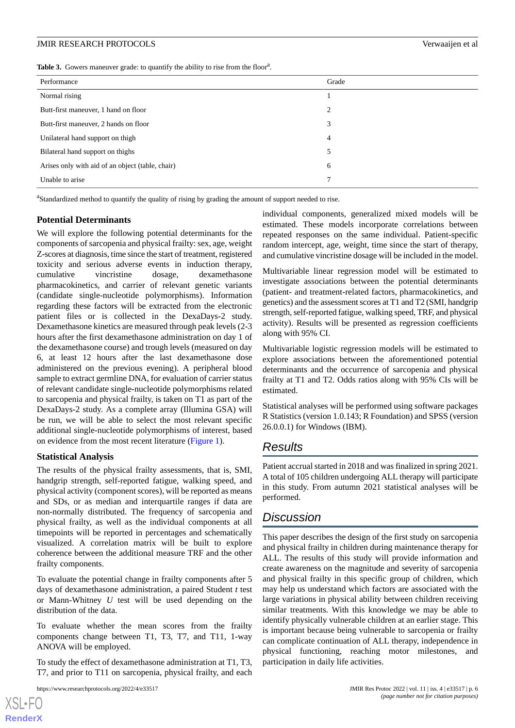**Table 3.** Gowers maneuver grade: to quantify the ability to rise from the floor[a].

| Performance | Grade |
|---|---|
| Normal rising | 1 |
| Butt-first maneuver, 1 hand on floor | 2 |
| Butt-first maneuver, 2 hands on floor | 3 |
| Unilateral hand support on thigh | 4 |
| Bilateral hand support on thighs | 5 |
| Arises only with aid of an object (table, chair) | 6 |
| Unable to arise | 7 |

[a]Standardized method to quantify the quality of rising by grading the amount of support needed to rise.

### Potential Determinants

We will explore the following potential determinants for the components of sarcopenia and physical frailty: sex, age, weight Z-scores at diagnosis, time since the start of treatment, registered toxicity and serious adverse events in induction therapy, cumulative vincristine dosage, dexamethasone pharmacokinetics, and carrier of relevant genetic variants (candidate single-nucleotide polymorphisms). Information regarding these factors will be extracted from the electronic patient files or is collected in the DexaDays-2 study. Dexamethasone kinetics are measured through peak levels (2-3 hours after the first dexamethasone administration on day 1 of the dexamethasone course) and trough levels (measured on day 6, at least 12 hours after the last dexamethasone dose administered on the previous evening). A peripheral blood sample to extract germline DNA, for evaluation of carrier status of relevant candidate single-nucleotide polymorphisms related to sarcopenia and physical frailty, is taken on T1 as part of the DexaDays-2 study. As a complete array (Illumina GSA) will be run, we will be able to select the most relevant specific additional single-nucleotide polymorphisms of interest, based on evidence from the most recent literature (Figure 1).

### Statistical Analysis

The results of the physical frailty assessments, that is, SMI, handgrip strength, self-reported fatigue, walking speed, and physical activity (component scores), will be reported as means and SDs, or as median and interquartile ranges if data are non-normally distributed. The frequency of sarcopenia and physical frailty, as well as the individual components at all timepoints will be reported in percentages and schematically visualized. A correlation matrix will be built to explore coherence between the additional measure TRF and the other frailty components.

To evaluate the potential change in frailty components after 5 days of dexamethasone administration, a paired Student *t* test or Mann-Whitney *U* test will be used depending on the distribution of the data.

To evaluate whether the mean scores from the frailty components change between T1, T3, T7, and T11, 1-way ANOVA will be employed.

To study the effect of dexamethasone administration at T1, T3, T7, and prior to T11 on sarcopenia, physical frailty, and each individual components, generalized mixed models will be estimated. These models incorporate correlations between repeated responses on the same individual. Patient-specific random intercept, age, weight, time since the start of therapy, and cumulative vincristine dosage will be included in the model.

Multivariable linear regression model will be estimated to investigate associations between the potential determinants (patient- and treatment-related factors, pharmacokinetics, and genetics) and the assessment scores at T1 and T2 (SMI, handgrip strength, self-reported fatigue, walking speed, TRF, and physical activity). Results will be presented as regression coefficients along with 95% CI.

Multivariable logistic regression models will be estimated to explore associations between the aforementioned potential determinants and the occurrence of sarcopenia and physical frailty at T1 and T2. Odds ratios along with 95% CIs will be estimated.

Statistical analyses will be performed using software packages R Statistics (version 1.0.143; R Foundation) and SPSS (version 26.0.0.1) for Windows (IBM).

## Results

Patient accrual started in 2018 and was finalized in spring 2021. A total of 105 children undergoing ALL therapy will participate in this study. From autumn 2021 statistical analyses will be performed.

## Discussion

This paper describes the design of the first study on sarcopenia and physical frailty in children during maintenance therapy for ALL. The results of this study will provide information and create awareness on the magnitude and severity of sarcopenia and physical frailty in this specific group of children, which may help us understand which factors are associated with the large variations in physical ability between children receiving similar treatments. With this knowledge we may be able to identify physically vulnerable children at an earlier stage. This is important because being vulnerable to sarcopenia or frailty can complicate continuation of ALL therapy, independence in physical functioning, reaching motor milestones, and participation in daily life activities.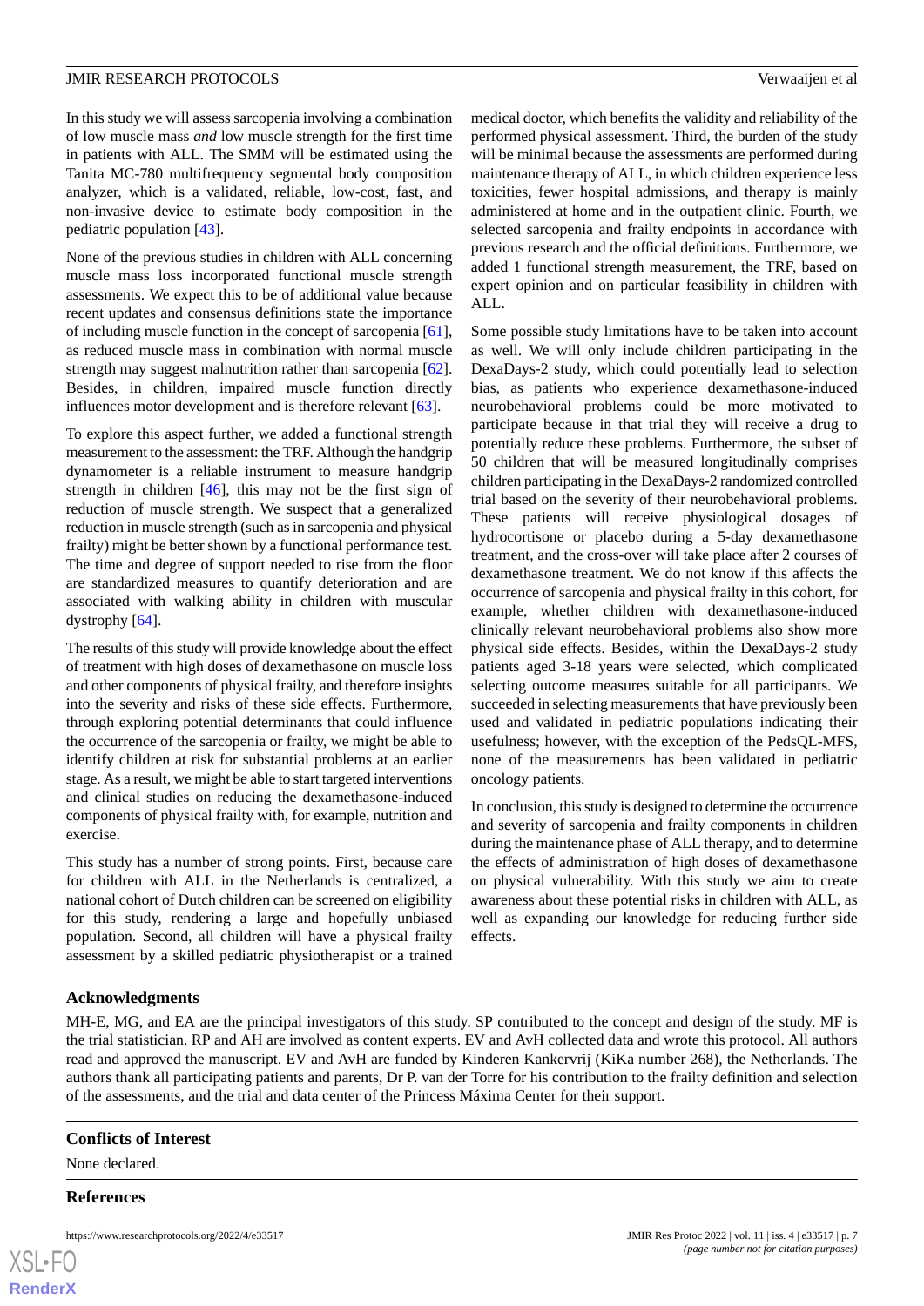In this study we will assess sarcopenia involving a combination of low muscle mass *and* low muscle strength for the first time in patients with ALL. The SMM will be estimated using the Tanita MC-780 multifrequency segmental body composition analyzer, which is a validated, reliable, low-cost, fast, and non-invasive device to estimate body composition in the pediatric population [43].

None of the previous studies in children with ALL concerning muscle mass loss incorporated functional muscle strength assessments. We expect this to be of additional value because recent updates and consensus definitions state the importance of including muscle function in the concept of sarcopenia [61], as reduced muscle mass in combination with normal muscle strength may suggest malnutrition rather than sarcopenia [62]. Besides, in children, impaired muscle function directly influences motor development and is therefore relevant [63].

To explore this aspect further, we added a functional strength measurement to the assessment: the TRF. Although the handgrip dynamometer is a reliable instrument to measure handgrip strength in children [46], this may not be the first sign of reduction of muscle strength. We suspect that a generalized reduction in muscle strength (such as in sarcopenia and physical frailty) might be better shown by a functional performance test. The time and degree of support needed to rise from the floor are standardized measures to quantify deterioration and are associated with walking ability in children with muscular dystrophy [64].

The results of this study will provide knowledge about the effect of treatment with high doses of dexamethasone on muscle loss and other components of physical frailty, and therefore insights into the severity and risks of these side effects. Furthermore, through exploring potential determinants that could influence the occurrence of the sarcopenia or frailty, we might be able to identify children at risk for substantial problems at an earlier stage. As a result, we might be able to start targeted interventions and clinical studies on reducing the dexamethasone-induced components of physical frailty with, for example, nutrition and exercise.

This study has a number of strong points. First, because care for children with ALL in the Netherlands is centralized, a national cohort of Dutch children can be screened on eligibility for this study, rendering a large and hopefully unbiased population. Second, all children will have a physical frailty assessment by a skilled pediatric physiotherapist or a trained medical doctor, which benefits the validity and reliability of the performed physical assessment. Third, the burden of the study will be minimal because the assessments are performed during maintenance therapy of ALL, in which children experience less toxicities, fewer hospital admissions, and therapy is mainly administered at home and in the outpatient clinic. Fourth, we selected sarcopenia and frailty endpoints in accordance with previous research and the official definitions. Furthermore, we added 1 functional strength measurement, the TRF, based on expert opinion and on particular feasibility in children with ALL.

Some possible study limitations have to be taken into account as well. We will only include children participating in the DexaDays-2 study, which could potentially lead to selection bias, as patients who experience dexamethasone-induced neurobehavioral problems could be more motivated to participate because in that trial they will receive a drug to potentially reduce these problems. Furthermore, the subset of 50 children that will be measured longitudinally comprises children participating in the DexaDays-2 randomized controlled trial based on the severity of their neurobehavioral problems. These patients will receive physiological dosages of hydrocortisone or placebo during a 5-day dexamethasone treatment, and the cross-over will take place after 2 courses of dexamethasone treatment. We do not know if this affects the occurrence of sarcopenia and physical frailty in this cohort, for example, whether children with dexamethasone-induced clinically relevant neurobehavioral problems also show more physical side effects. Besides, within the DexaDays-2 study patients aged 3-18 years were selected, which complicated selecting outcome measures suitable for all participants. We succeeded in selecting measurements that have previously been used and validated in pediatric populations indicating their usefulness; however, with the exception of the PedsQL-MFS, none of the measurements has been validated in pediatric oncology patients.

In conclusion, this study is designed to determine the occurrence and severity of sarcopenia and frailty components in children during the maintenance phase of ALL therapy, and to determine the effects of administration of high doses of dexamethasone on physical vulnerability. With this study we aim to create awareness about these potential risks in children with ALL, as well as expanding our knowledge for reducing further side effects.

## Acknowledgments

MH-E, MG, and EA are the principal investigators of this study. SP contributed to the concept and design of the study. MF is the trial statistician. RP and AH are involved as content experts. EV and AvH collected data and wrote this protocol. All authors read and approved the manuscript. EV and AvH are funded by Kinderen Kankervrij (KiKa number 268), the Netherlands. The authors thank all participating patients and parents, Dr P. van der Torre for his contribution to the frailty definition and selection of the assessments, and the trial and data center of the Princess Máxima Center for their support.

## Conflicts of Interest

None declared.

## References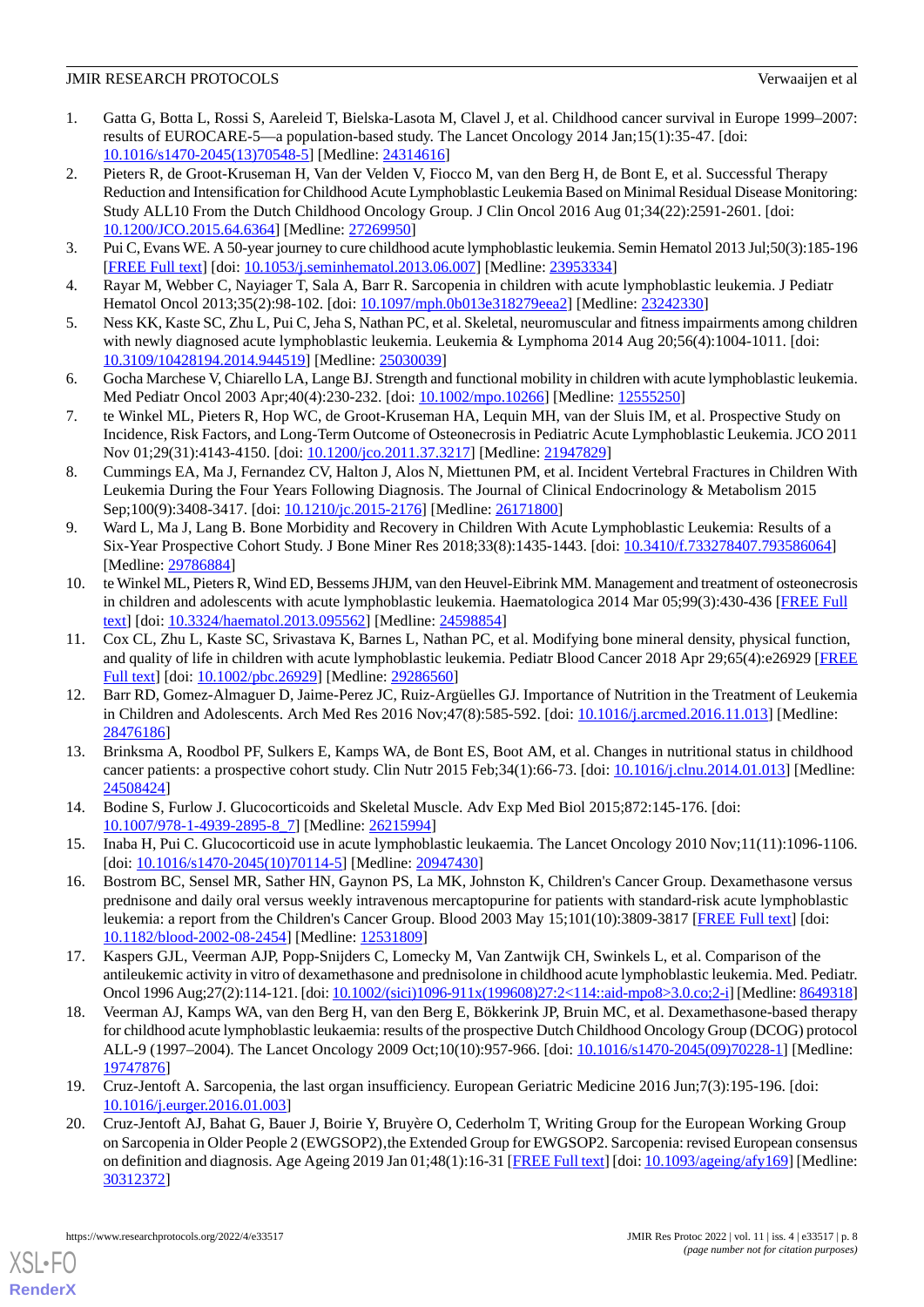1. Gatta G, Botta L, Rossi S, Aareleid T, Bielska-Lasota M, Clavel J, et al. Childhood cancer survival in Europe 1999–2007: results of EUROCARE-5—a population-based study. The Lancet Oncology 2014 Jan;15(1):35-47. [doi: 10.1016/s1470-2045(13)70548-5] [Medline: 24314616]
2. Pieters R, de Groot-Kruseman H, Van der Velden V, Fiocco M, van den Berg H, de Bont E, et al. Successful Therapy Reduction and Intensification for Childhood Acute Lymphoblastic Leukemia Based on Minimal Residual Disease Monitoring: Study ALL10 From the Dutch Childhood Oncology Group. J Clin Oncol 2016 Aug 01;34(22):2591-2601. [doi: 10.1200/JCO.2015.64.6364] [Medline: 27269950]
3. Pui C, Evans WE. A 50-year journey to cure childhood acute lymphoblastic leukemia. Semin Hematol 2013 Jul;50(3):185-196 [FREE Full text] [doi: 10.1053/j.seminhematol.2013.06.007] [Medline: 23953334]
4. Rayar M, Webber C, Nayiager T, Sala A, Barr R. Sarcopenia in children with acute lymphoblastic leukemia. J Pediatr Hematol Oncol 2013;35(2):98-102. [doi: 10.1097/mph.0b013e318279eea2] [Medline: 23242330]
5. Ness KK, Kaste SC, Zhu L, Pui C, Jeha S, Nathan PC, et al. Skeletal, neuromuscular and fitness impairments among children with newly diagnosed acute lymphoblastic leukemia. Leukemia & Lymphoma 2014 Aug 20;56(4):1004-1011. [doi: 10.3109/10428194.2014.944519] [Medline: 25030039]
6. Gocha Marchese V, Chiarello LA, Lange BJ. Strength and functional mobility in children with acute lymphoblastic leukemia. Med Pediatr Oncol 2003 Apr;40(4):230-232. [doi: 10.1002/mpo.10266] [Medline: 12555250]
7. te Winkel ML, Pieters R, Hop WC, de Groot-Kruseman HA, Lequin MH, van der Sluis IM, et al. Prospective Study on Incidence, Risk Factors, and Long-Term Outcome of Osteonecrosis in Pediatric Acute Lymphoblastic Leukemia. JCO 2011 Nov 01;29(31):4143-4150. [doi: 10.1200/jco.2011.37.3217] [Medline: 21947829]
8. Cummings EA, Ma J, Fernandez CV, Halton J, Alos N, Miettunen PM, et al. Incident Vertebral Fractures in Children With Leukemia During the Four Years Following Diagnosis. The Journal of Clinical Endocrinology & Metabolism 2015 Sep;100(9):3408-3417. [doi: 10.1210/jc.2015-2176] [Medline: 26171800]
9. Ward L, Ma J, Lang B. Bone Morbidity and Recovery in Children With Acute Lymphoblastic Leukemia: Results of a Six-Year Prospective Cohort Study. J Bone Miner Res 2018;33(8):1435-1443. [doi: 10.3410/f.733278407.793586064] [Medline: 29786884]
10. te Winkel ML, Pieters R, Wind ED, Bessems JHJM, van den Heuvel-Eibrink MM. Management and treatment of osteonecrosis in children and adolescents with acute lymphoblastic leukemia. Haematologica 2014 Mar 05;99(3):430-436 [FREE Full text] [doi: 10.3324/haematol.2013.095562] [Medline: 24598854]
11. Cox CL, Zhu L, Kaste SC, Srivastava K, Barnes L, Nathan PC, et al. Modifying bone mineral density, physical function, and quality of life in children with acute lymphoblastic leukemia. Pediatr Blood Cancer 2018 Apr 29;65(4):e26929 [FREE Full text] [doi: 10.1002/pbc.26929] [Medline: 29286560]
12. Barr RD, Gomez-Almaguer D, Jaime-Perez JC, Ruiz-Argüelles GJ. Importance of Nutrition in the Treatment of Leukemia in Children and Adolescents. Arch Med Res 2016 Nov;47(8):585-592. [doi: 10.1016/j.arcmed.2016.11.013] [Medline: 28476186]
13. Brinksma A, Roodbol PF, Sulkers E, Kamps WA, de Bont ES, Boot AM, et al. Changes in nutritional status in childhood cancer patients: a prospective cohort study. Clin Nutr 2015 Feb;34(1):66-73. [doi: 10.1016/j.clnu.2014.01.013] [Medline: 24508424]
14. Bodine S, Furlow J. Glucocorticoids and Skeletal Muscle. Adv Exp Med Biol 2015;872:145-176. [doi: 10.1007/978-1-4939-2895-8_7] [Medline: 26215994]
15. Inaba H, Pui C. Glucocorticoid use in acute lymphoblastic leukaemia. The Lancet Oncology 2010 Nov;11(11):1096-1106. [doi: 10.1016/s1470-2045(10)70114-5] [Medline: 20947430]
16. Bostrom BC, Sensel MR, Sather HN, Gaynon PS, La MK, Johnston K, Children's Cancer Group. Dexamethasone versus prednisone and daily oral versus weekly intravenous mercaptopurine for patients with standard-risk acute lymphoblastic leukemia: a report from the Children's Cancer Group. Blood 2003 May 15;101(10):3809-3817 [FREE Full text] [doi: 10.1182/blood-2002-08-2454] [Medline: 12531809]
17. Kaspers GJL, Veerman AJP, Popp-Snijders C, Lomecky M, Van Zantwijk CH, Swinkels L, et al. Comparison of the antileukemic activity in vitro of dexamethasone and prednisolone in childhood acute lymphoblastic leukemia. Med. Pediatr. Oncol 1996 Aug;27(2):114-121. [doi: 10.1002/(sici)1096-911x(199608)27:2<114::aid-mpo8>3.0.co;2-i] [Medline: 8649318]
18. Veerman AJ, Kamps WA, van den Berg H, van den Berg E, Bökkerink JP, Bruin MC, et al. Dexamethasone-based therapy for childhood acute lymphoblastic leukaemia: results of the prospective Dutch Childhood Oncology Group (DCOG) protocol ALL-9 (1997–2004). The Lancet Oncology 2009 Oct;10(10):957-966. [doi: 10.1016/s1470-2045(09)70228-1] [Medline: 19747876]
19. Cruz-Jentoft A. Sarcopenia, the last organ insufficiency. European Geriatric Medicine 2016 Jun;7(3):195-196. [doi: 10.1016/j.eurger.2016.01.003]
20. Cruz-Jentoft AJ, Bahat G, Bauer J, Boirie Y, Bruyère O, Cederholm T, Writing Group for the European Working Group on Sarcopenia in Older People 2 (EWGSOP2),the Extended Group for EWGSOP2. Sarcopenia: revised European consensus on definition and diagnosis. Age Ageing 2019 Jan 01;48(1):16-31 [FREE Full text] [doi: 10.1093/ageing/afy169] [Medline: 30312372]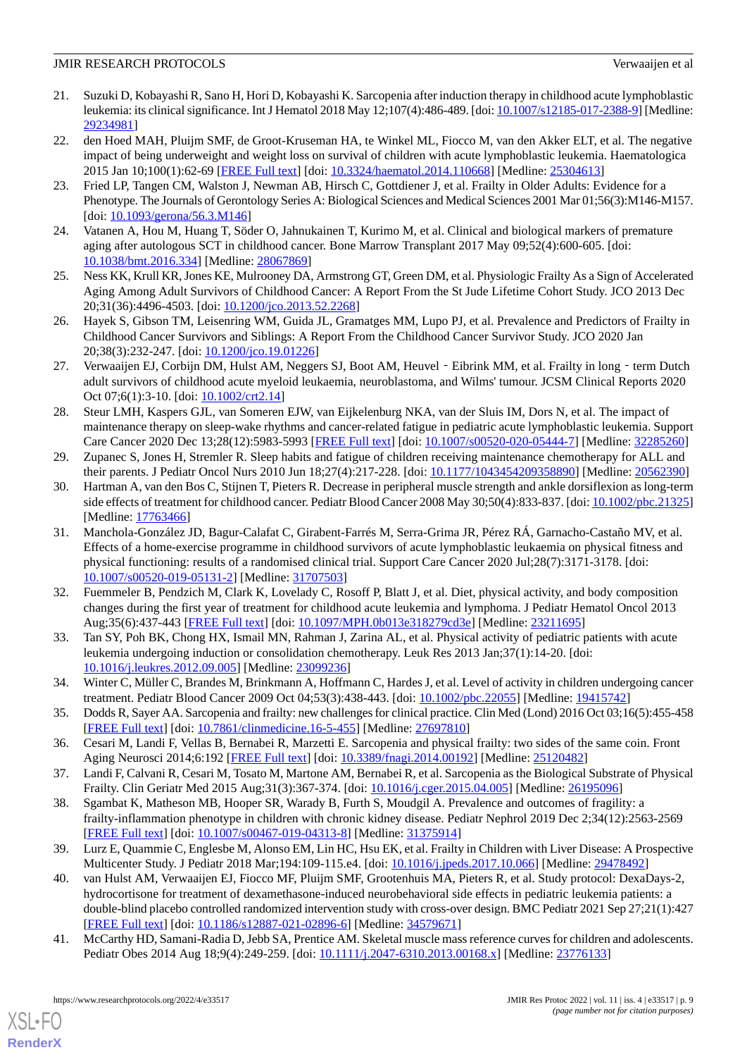21. Suzuki D, Kobayashi R, Sano H, Hori D, Kobayashi K. Sarcopenia after induction therapy in childhood acute lymphoblastic leukemia: its clinical significance. Int J Hematol 2018 May 12;107(4):486-489. [doi: 10.1007/s12185-017-2388-9] [Medline: 29234981]
22. den Hoed MAH, Pluijm SMF, de Groot-Kruseman HA, te Winkel ML, Fiocco M, van den Akker ELT, et al. The negative impact of being underweight and weight loss on survival of children with acute lymphoblastic leukemia. Haematologica 2015 Jan 10;100(1):62-69 [FREE Full text] [doi: 10.3324/haematol.2014.110668] [Medline: 25304613]
23. Fried LP, Tangen CM, Walston J, Newman AB, Hirsch C, Gottdiener J, et al. Frailty in Older Adults: Evidence for a Phenotype. The Journals of Gerontology Series A: Biological Sciences and Medical Sciences 2001 Mar 01;56(3):M146-M157. [doi: 10.1093/gerona/56.3.M146]
24. Vatanen A, Hou M, Huang T, Söder O, Jahnukainen T, Kurimo M, et al. Clinical and biological markers of premature aging after autologous SCT in childhood cancer. Bone Marrow Transplant 2017 May 09;52(4):600-605. [doi: 10.1038/bmt.2016.334] [Medline: 28067869]
25. Ness KK, Krull KR, Jones KE, Mulrooney DA, Armstrong GT, Green DM, et al. Physiologic Frailty As a Sign of Accelerated Aging Among Adult Survivors of Childhood Cancer: A Report From the St Jude Lifetime Cohort Study. JCO 2013 Dec 20;31(36):4496-4503. [doi: 10.1200/jco.2013.52.2268]
26. Hayek S, Gibson TM, Leisenring WM, Guida JL, Gramatges MM, Lupo PJ, et al. Prevalence and Predictors of Frailty in Childhood Cancer Survivors and Siblings: A Report From the Childhood Cancer Survivor Study. JCO 2020 Jan 20;38(3):232-247. [doi: 10.1200/jco.19.01226]
27. Verwaaijen EJ, Corbijn DM, Hulst AM, Neggers SJ, Boot AM, Heuvel‐Eibrink MM, et al. Frailty in long‐term Dutch adult survivors of childhood acute myeloid leukaemia, neuroblastoma, and Wilms' tumour. JCSM Clinical Reports 2020 Oct 07;6(1):3-10. [doi: 10.1002/crt2.14]
28. Steur LMH, Kaspers GJL, van Someren EJW, van Eijkelenburg NKA, van der Sluis IM, Dors N, et al. The impact of maintenance therapy on sleep-wake rhythms and cancer-related fatigue in pediatric acute lymphoblastic leukemia. Support Care Cancer 2020 Dec 13;28(12):5983-5993 [FREE Full text] [doi: 10.1007/s00520-020-05444-7] [Medline: 32285260]
29. Zupanec S, Jones H, Stremler R. Sleep habits and fatigue of children receiving maintenance chemotherapy for ALL and their parents. J Pediatr Oncol Nurs 2010 Jun 18;27(4):217-228. [doi: 10.1177/1043454209358890] [Medline: 20562390]
30. Hartman A, van den Bos C, Stijnen T, Pieters R. Decrease in peripheral muscle strength and ankle dorsiflexion as long-term side effects of treatment for childhood cancer. Pediatr Blood Cancer 2008 May 30;50(4):833-837. [doi: 10.1002/pbc.21325] [Medline: 17763466]
31. Manchola-González JD, Bagur-Calafat C, Girabent-Farrés M, Serra-Grima JR, Pérez RÁ, Garnacho-Castaño MV, et al. Effects of a home-exercise programme in childhood survivors of acute lymphoblastic leukaemia on physical fitness and physical functioning: results of a randomised clinical trial. Support Care Cancer 2020 Jul;28(7):3171-3178. [doi: 10.1007/s00520-019-05131-2] [Medline: 31707503]
32. Fuemmeler B, Pendzich M, Clark K, Lovelady C, Rosoff P, Blatt J, et al. Diet, physical activity, and body composition changes during the first year of treatment for childhood acute leukemia and lymphoma. J Pediatr Hematol Oncol 2013 Aug;35(6):437-443 [FREE Full text] [doi: 10.1097/MPH.0b013e318279cd3e] [Medline: 23211695]
33. Tan SY, Poh BK, Chong HX, Ismail MN, Rahman J, Zarina AL, et al. Physical activity of pediatric patients with acute leukemia undergoing induction or consolidation chemotherapy. Leuk Res 2013 Jan;37(1):14-20. [doi: 10.1016/j.leukres.2012.09.005] [Medline: 23099236]
34. Winter C, Müller C, Brandes M, Brinkmann A, Hoffmann C, Hardes J, et al. Level of activity in children undergoing cancer treatment. Pediatr Blood Cancer 2009 Oct 04;53(3):438-443. [doi: 10.1002/pbc.22055] [Medline: 19415742]
35. Dodds R, Sayer AA. Sarcopenia and frailty: new challenges for clinical practice. Clin Med (Lond) 2016 Oct 03;16(5):455-458 [FREE Full text] [doi: 10.7861/clinmedicine.16-5-455] [Medline: 27697810]
36. Cesari M, Landi F, Vellas B, Bernabei R, Marzetti E. Sarcopenia and physical frailty: two sides of the same coin. Front Aging Neurosci 2014;6:192 [FREE Full text] [doi: 10.3389/fnagi.2014.00192] [Medline: 25120482]
37. Landi F, Calvani R, Cesari M, Tosato M, Martone AM, Bernabei R, et al. Sarcopenia as the Biological Substrate of Physical Frailty. Clin Geriatr Med 2015 Aug;31(3):367-374. [doi: 10.1016/j.cger.2015.04.005] [Medline: 26195096]
38. Sgambat K, Matheson MB, Hooper SR, Warady B, Furth S, Moudgil A. Prevalence and outcomes of fragility: a frailty-inflammation phenotype in children with chronic kidney disease. Pediatr Nephrol 2019 Dec 2;34(12):2563-2569 [FREE Full text] [doi: 10.1007/s00467-019-04313-8] [Medline: 31375914]
39. Lurz E, Quammie C, Englesbe M, Alonso EM, Lin HC, Hsu EK, et al. Frailty in Children with Liver Disease: A Prospective Multicenter Study. J Pediatr 2018 Mar;194:109-115.e4. [doi: 10.1016/j.jpeds.2017.10.066] [Medline: 29478492]
40. van Hulst AM, Verwaaijen EJ, Fiocco MF, Pluijm SMF, Grootenhuis MA, Pieters R, et al. Study protocol: DexaDays-2, hydrocortisone for treatment of dexamethasone-induced neurobehavioral side effects in pediatric leukemia patients: a double-blind placebo controlled randomized intervention study with cross-over design. BMC Pediatr 2021 Sep 27;21(1):427 [FREE Full text] [doi: 10.1186/s12887-021-02896-6] [Medline: 34579671]
41. McCarthy HD, Samani-Radia D, Jebb SA, Prentice AM. Skeletal muscle mass reference curves for children and adolescents. Pediatr Obes 2014 Aug 18;9(4):249-259. [doi: 10.1111/j.2047-6310.2013.00168.x] [Medline: 23776133]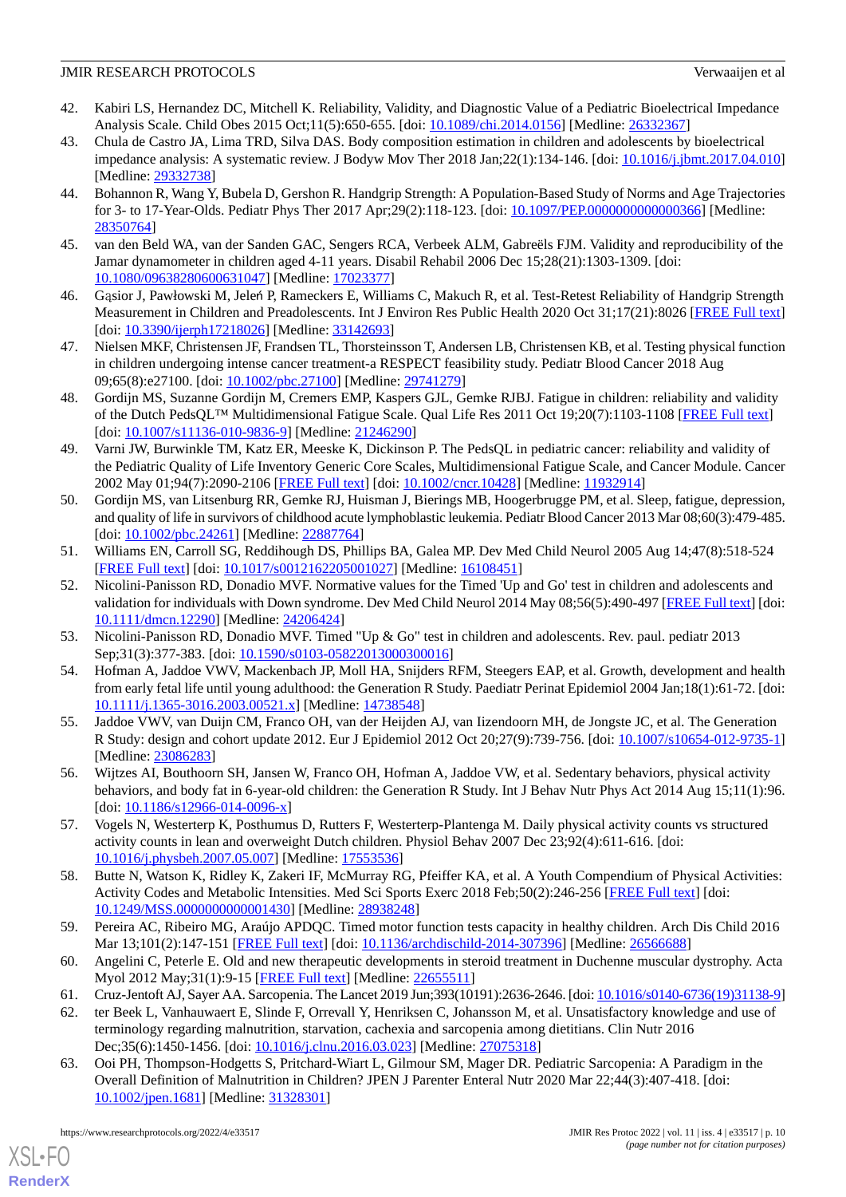42. Kabiri LS, Hernandez DC, Mitchell K. Reliability, Validity, and Diagnostic Value of a Pediatric Bioelectrical Impedance Analysis Scale. Child Obes 2015 Oct;11(5):650-655. [doi: 10.1089/chi.2014.0156] [Medline: 26332367]
43. Chula de Castro JA, Lima TRD, Silva DAS. Body composition estimation in children and adolescents by bioelectrical impedance analysis: A systematic review. J Bodyw Mov Ther 2018 Jan;22(1):134-146. [doi: 10.1016/j.jbmt.2017.04.010] [Medline: 29332738]
44. Bohannon R, Wang Y, Bubela D, Gershon R. Handgrip Strength: A Population-Based Study of Norms and Age Trajectories for 3- to 17-Year-Olds. Pediatr Phys Ther 2017 Apr;29(2):118-123. [doi: 10.1097/PEP.0000000000000366] [Medline: 28350764]
45. van den Beld WA, van der Sanden GAC, Sengers RCA, Verbeek ALM, Gabreëls FJM. Validity and reproducibility of the Jamar dynamometer in children aged 4-11 years. Disabil Rehabil 2006 Dec 15;28(21):1303-1309. [doi: 10.1080/09638280600631047] [Medline: 17023377]
46. Gąsior J, Pawłowski M, Jeleń P, Rameckers E, Williams C, Makuch R, et al. Test-Retest Reliability of Handgrip Strength Measurement in Children and Preadolescents. Int J Environ Res Public Health 2020 Oct 31;17(21):8026 [FREE Full text] [doi: 10.3390/ijerph17218026] [Medline: 33142693]
47. Nielsen MKF, Christensen JF, Frandsen TL, Thorsteinsson T, Andersen LB, Christensen KB, et al. Testing physical function in children undergoing intense cancer treatment-a RESPECT feasibility study. Pediatr Blood Cancer 2018 Aug 09;65(8):e27100. [doi: 10.1002/pbc.27100] [Medline: 29741279]
48. Gordijn MS, Suzanne Gordijn M, Cremers EMP, Kaspers GJL, Gemke RJBJ. Fatigue in children: reliability and validity of the Dutch PedsQL™ Multidimensional Fatigue Scale. Qual Life Res 2011 Oct 19;20(7):1103-1108 [FREE Full text] [doi: 10.1007/s11136-010-9836-9] [Medline: 21246290]
49. Varni JW, Burwinkle TM, Katz ER, Meeske K, Dickinson P. The PedsQL in pediatric cancer: reliability and validity of the Pediatric Quality of Life Inventory Generic Core Scales, Multidimensional Fatigue Scale, and Cancer Module. Cancer 2002 May 01;94(7):2090-2106 [FREE Full text] [doi: 10.1002/cncr.10428] [Medline: 11932914]
50. Gordijn MS, van Litsenburg RR, Gemke RJ, Huisman J, Bierings MB, Hoogerbrugge PM, et al. Sleep, fatigue, depression, and quality of life in survivors of childhood acute lymphoblastic leukemia. Pediatr Blood Cancer 2013 Mar 08;60(3):479-485. [doi: 10.1002/pbc.24261] [Medline: 22887764]
51. Williams EN, Carroll SG, Reddihough DS, Phillips BA, Galea MP. Dev Med Child Neurol 2005 Aug 14;47(8):518-524 [FREE Full text] [doi: 10.1017/s0012162205001027] [Medline: 16108451]
52. Nicolini-Panisson RD, Donadio MVF. Normative values for the Timed 'Up and Go' test in children and adolescents and validation for individuals with Down syndrome. Dev Med Child Neurol 2014 May 08;56(5):490-497 [FREE Full text] [doi: 10.1111/dmcn.12290] [Medline: 24206424]
53. Nicolini-Panisson RD, Donadio MVF. Timed "Up & Go" test in children and adolescents. Rev. paul. pediatr 2013 Sep;31(3):377-383. [doi: 10.1590/s0103-05822013000300016]
54. Hofman A, Jaddoe VWV, Mackenbach JP, Moll HA, Snijders RFM, Steegers EAP, et al. Growth, development and health from early fetal life until young adulthood: the Generation R Study. Paediatr Perinat Epidemiol 2004 Jan;18(1):61-72. [doi: 10.1111/j.1365-3016.2003.00521.x] [Medline: 14738548]
55. Jaddoe VWV, van Duijn CM, Franco OH, van der Heijden AJ, van Iizendoorn MH, de Jongste JC, et al. The Generation R Study: design and cohort update 2012. Eur J Epidemiol 2012 Oct 20;27(9):739-756. [doi: 10.1007/s10654-012-9735-1] [Medline: 23086283]
56. Wijtzes AI, Bouthoorn SH, Jansen W, Franco OH, Hofman A, Jaddoe VW, et al. Sedentary behaviors, physical activity behaviors, and body fat in 6-year-old children: the Generation R Study. Int J Behav Nutr Phys Act 2014 Aug 15;11(1):96. [doi: 10.1186/s12966-014-0096-x]
57. Vogels N, Westerterp K, Posthumus D, Rutters F, Westerterp-Plantenga M. Daily physical activity counts vs structured activity counts in lean and overweight Dutch children. Physiol Behav 2007 Dec 23;92(4):611-616. [doi: 10.1016/j.physbeh.2007.05.007] [Medline: 17553536]
58. Butte N, Watson K, Ridley K, Zakeri IF, McMurray RG, Pfeiffer KA, et al. A Youth Compendium of Physical Activities: Activity Codes and Metabolic Intensities. Med Sci Sports Exerc 2018 Feb;50(2):246-256 [FREE Full text] [doi: 10.1249/MSS.0000000000001430] [Medline: 28938248]
59. Pereira AC, Ribeiro MG, Araújo APDQC. Timed motor function tests capacity in healthy children. Arch Dis Child 2016 Mar 13;101(2):147-151 [FREE Full text] [doi: 10.1136/archdischild-2014-307396] [Medline: 26566688]
60. Angelini C, Peterle E. Old and new therapeutic developments in steroid treatment in Duchenne muscular dystrophy. Acta Myol 2012 May;31(1):9-15 [FREE Full text] [Medline: 22655511]
61. Cruz-Jentoft AJ, Sayer AA. Sarcopenia. The Lancet 2019 Jun;393(10191):2636-2646. [doi: 10.1016/s0140-6736(19)31138-9]
62. ter Beek L, Vanhauwaert E, Slinde F, Orrevall Y, Henriksen C, Johansson M, et al. Unsatisfactory knowledge and use of terminology regarding malnutrition, starvation, cachexia and sarcopenia among dietitians. Clin Nutr 2016 Dec;35(6):1450-1456. [doi: 10.1016/j.clnu.2016.03.023] [Medline: 27075318]
63. Ooi PH, Thompson-Hodgetts S, Pritchard-Wiart L, Gilmour SM, Mager DR. Pediatric Sarcopenia: A Paradigm in the Overall Definition of Malnutrition in Children? JPEN J Parenter Enteral Nutr 2020 Mar 22;44(3):407-418. [doi: 10.1002/jpen.1681] [Medline: 31328301]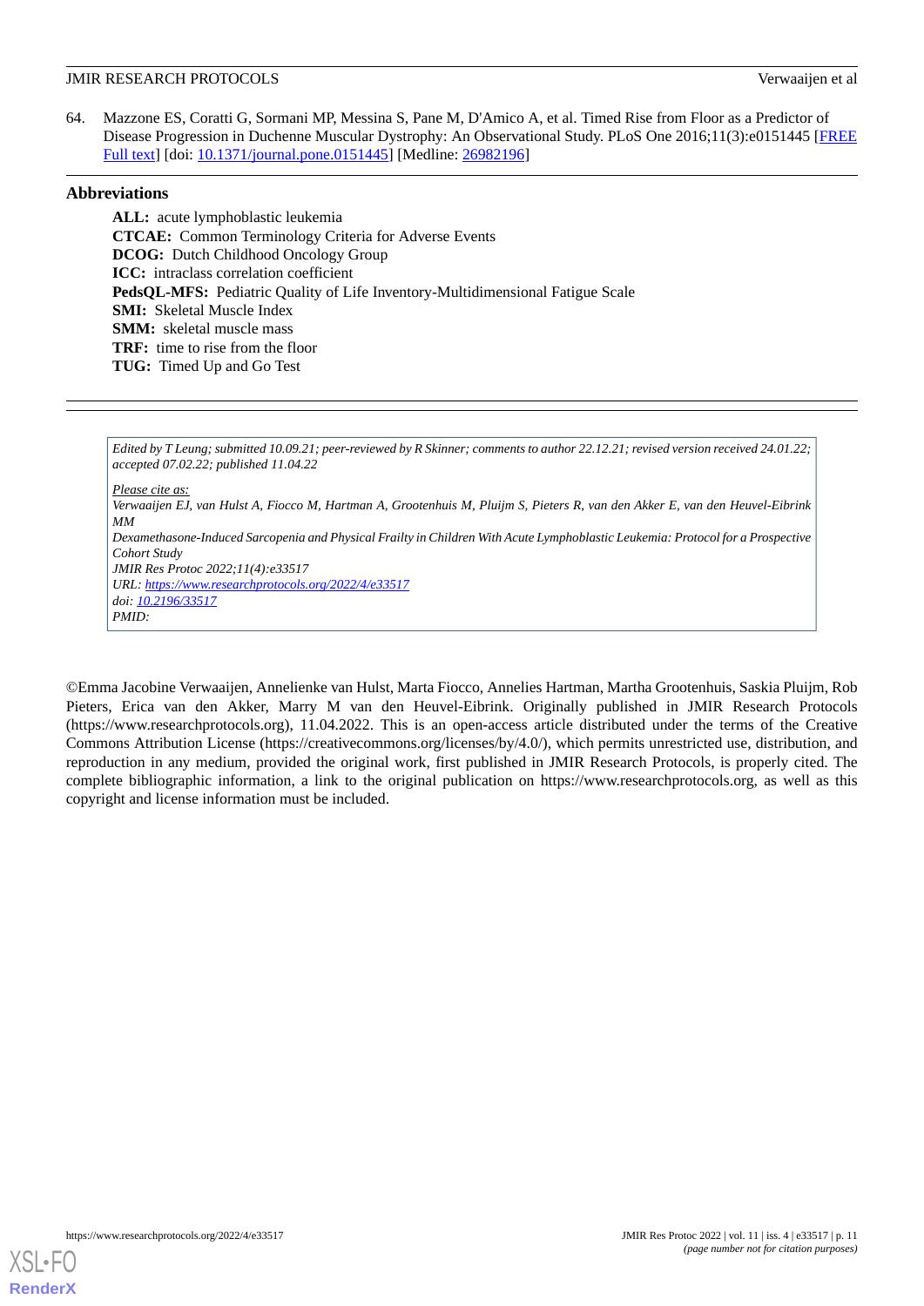64. Mazzone ES, Coratti G, Sormani MP, Messina S, Pane M, D'Amico A, et al. Timed Rise from Floor as a Predictor of Disease Progression in Duchenne Muscular Dystrophy: An Observational Study. PLoS One 2016;11(3):e0151445 [FREE Full text] [doi: 10.1371/journal.pone.0151445] [Medline: 26982196]

## Abbreviations

**ALL:** acute lymphoblastic leukemia
**CTCAE:** Common Terminology Criteria for Adverse Events
**DCOG:** Dutch Childhood Oncology Group
**ICC:** intraclass correlation coefficient
**PedsQL-MFS:** Pediatric Quality of Life Inventory-Multidimensional Fatigue Scale
**SMI:** Skeletal Muscle Index
**SMM:** skeletal muscle mass
**TRF:** time to rise from the floor
**TUG:** Timed Up and Go Test

*Edited by T Leung; submitted 10.09.21; peer-reviewed by R Skinner; comments to author 22.12.21; revised version received 24.01.22; accepted 07.02.22; published 11.04.22*

*Please cite as:*
*Verwaaijen EJ, van Hulst A, Fiocco M, Hartman A, Grootenhuis M, Pluijm S, Pieters R, van den Akker E, van den Heuvel-Eibrink MM*
*Dexamethasone-Induced Sarcopenia and Physical Frailty in Children With Acute Lymphoblastic Leukemia: Protocol for a Prospective Cohort Study*
*JMIR Res Protoc 2022;11(4):e33517*
*URL: https://www.researchprotocols.org/2022/4/e33517*
*doi: 10.2196/33517*
*PMID:*

©Emma Jacobine Verwaaijen, Annelienke van Hulst, Marta Fiocco, Annelies Hartman, Martha Grootenhuis, Saskia Pluijm, Rob Pieters, Erica van den Akker, Marry M van den Heuvel-Eibrink. Originally published in JMIR Research Protocols (https://www.researchprotocols.org), 11.04.2022. This is an open-access article distributed under the terms of the Creative Commons Attribution License (https://creativecommons.org/licenses/by/4.0/), which permits unrestricted use, distribution, and reproduction in any medium, provided the original work, first published in JMIR Research Protocols, is properly cited. The complete bibliographic information, a link to the original publication on https://www.researchprotocols.org, as well as this copyright and license information must be included.